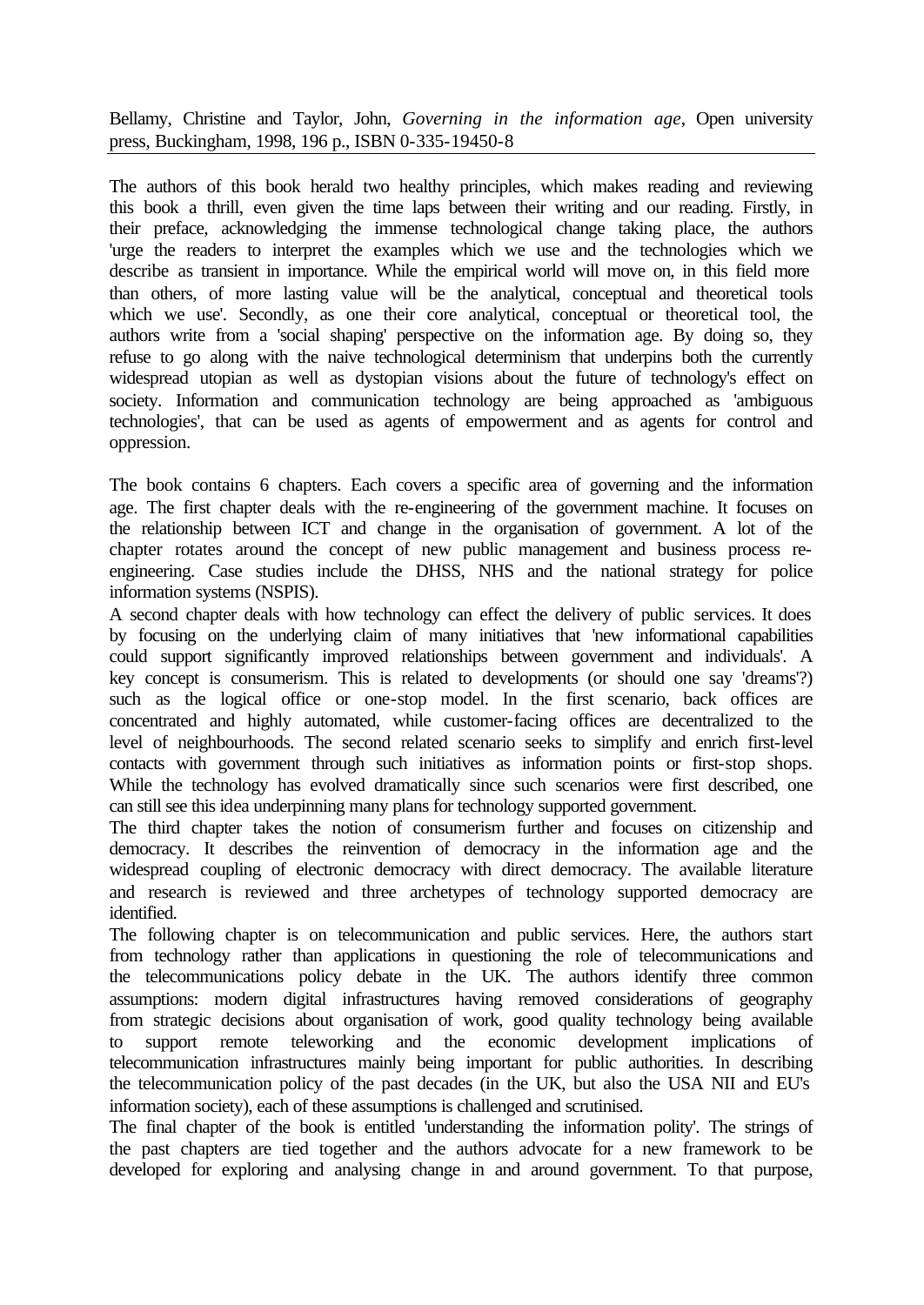Bellamy, Christine and Taylor, John, *Governing in the information age*, Open university press, Buckingham, 1998, 196 p., ISBN 0-335-19450-8

---

The authors of this book herald two healthy principles, which makes reading and reviewing this book a thrill, even given the time laps between their writing and our reading. Firstly, in their preface, acknowledging the immense technological change taking place, the authors 'urge the readers to interpret the examples which we use and the technologies which we describe as transient in importance. While the empirical world will move on, in this field more than others, of more lasting value will be the analytical, conceptual and theoretical tools which we use'. Secondly, as one their core analytical, conceptual or theoretical tool, the authors write from a 'social shaping' perspective on the information age. By doing so, they refuse to go along with the naive technological determinism that underpins both the currently widespread utopian as well as dystopian visions about the future of technology's effect on society. Information and communication technology are being approached as 'ambiguous technologies', that can be used as agents of empowerment and as agents for control and oppression.

The book contains 6 chapters. Each covers a specific area of governing and the information age. The first chapter deals with the re-engineering of the government machine. It focuses on the relationship between ICT and change in the organisation of government. A lot of the chapter rotates around the concept of new public management and business process re-engineering. Case studies include the DHSS, NHS and the national strategy for police information systems (NSPIS).

A second chapter deals with how technology can effect the delivery of public services. It does by focusing on the underlying claim of many initiatives that 'new informational capabilities could support significantly improved relationships between government and individuals'. A key concept is consumerism. This is related to developments (or should one say 'dreams'?) such as the logical office or one-stop model. In the first scenario, back offices are concentrated and highly automated, while customer-facing offices are decentralized to the level of neighbourhoods. The second related scenario seeks to simplify and enrich first-level contacts with government through such initiatives as information points or first-stop shops. While the technology has evolved dramatically since such scenarios were first described, one can still see this idea underpinning many plans for technology supported government.

The third chapter takes the notion of consumerism further and focuses on citizenship and democracy. It describes the reinvention of democracy in the information age and the widespread coupling of electronic democracy with direct democracy. The available literature and research is reviewed and three archetypes of technology supported democracy are identified.

The following chapter is on telecommunication and public services. Here, the authors start from technology rather than applications in questioning the role of telecommunications and the telecommunications policy debate in the UK. The authors identify three common assumptions: modern digital infrastructures having removed considerations of geography from strategic decisions about organisation of work, good quality technology being available to support remote teleworking and the economic development implications of telecommunication infrastructures mainly being important for public authorities. In describing the telecommunication policy of the past decades (in the UK, but also the USA NII and EU's information society), each of these assumptions is challenged and scrutinised.

The final chapter of the book is entitled 'understanding the information polity'. The strings of the past chapters are tied together and the authors advocate for a new framework to be developed for exploring and analysing change in and around government. To that purpose,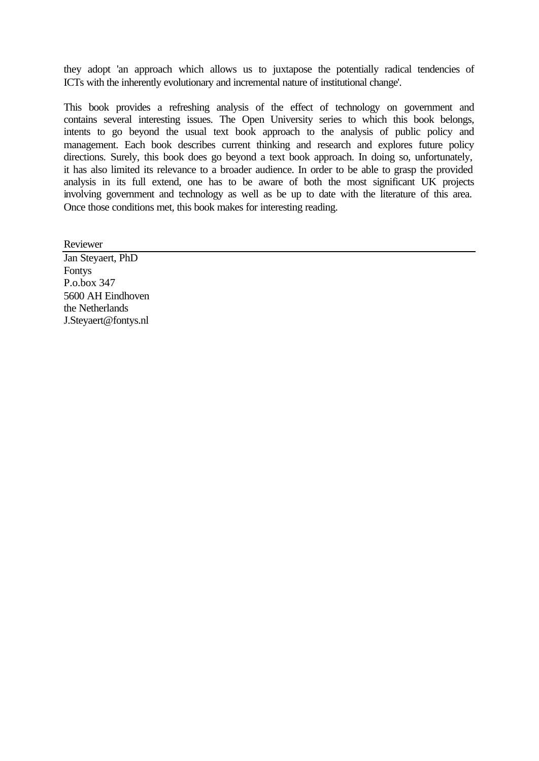they adopt 'an approach which allows us to juxtapose the potentially radical tendencies of ICTs with the inherently evolutionary and incremental nature of institutional change'.

This book provides a refreshing analysis of the effect of technology on government and contains several interesting issues. The Open University series to which this book belongs, intents to go beyond the usual text book approach to the analysis of public policy and management. Each book describes current thinking and research and explores future policy directions. Surely, this book does go beyond a text book approach. In doing so, unfortunately, it has also limited its relevance to a broader audience. In order to be able to grasp the provided analysis in its full extend, one has to be aware of both the most significant UK projects involving government and technology as well as be up to date with the literature of this area. Once those conditions met, this book makes for interesting reading.

Reviewer

Jan Steyaert, PhD
Fontys
P.o.box 347
5600 AH Eindhoven
the Netherlands
J.Steyaert@fontys.nl